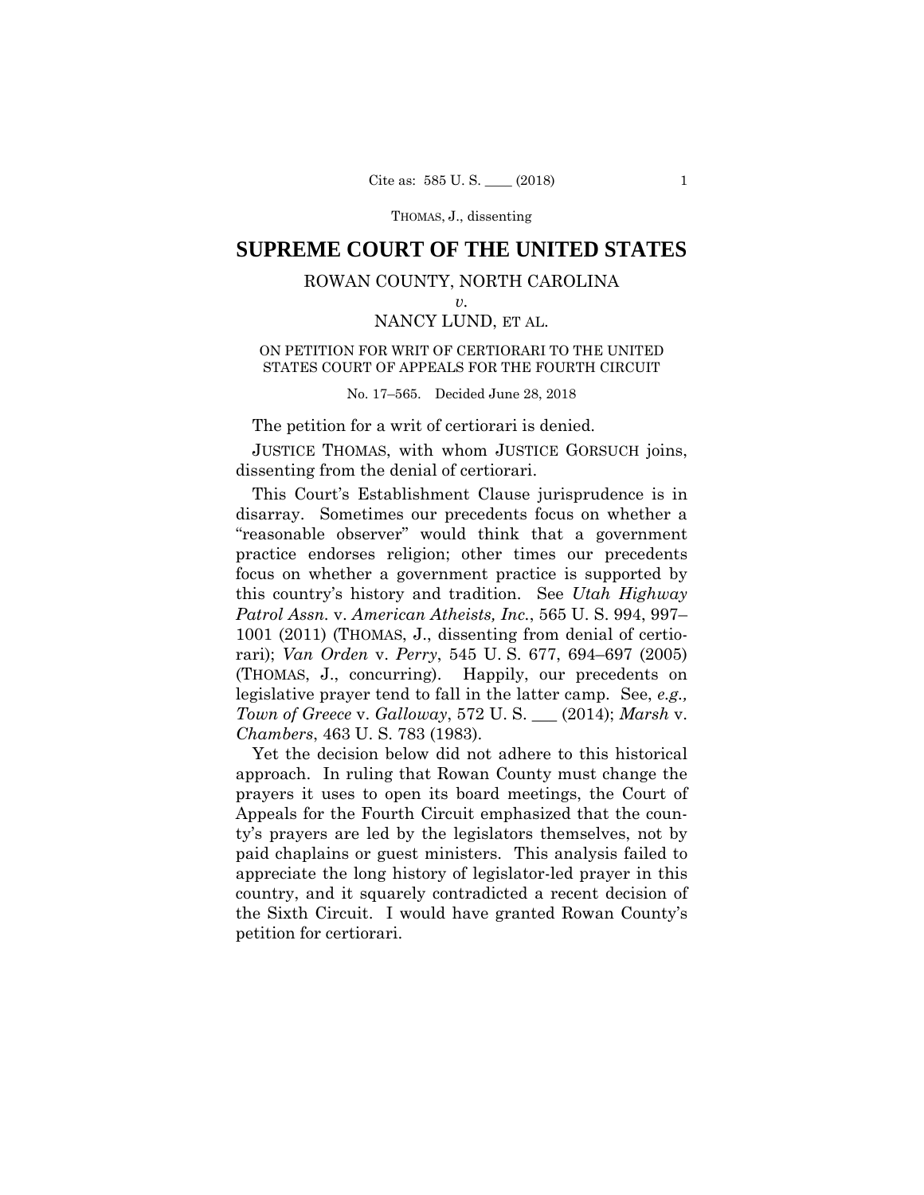# SUPREME COURT OF THE UNITED STATES

ROWAN COUNTY, NORTH CAROLINA

*v.*

NANCY LUND, ET AL.

ON PETITION FOR WRIT OF CERTIORARI TO THE UNITED STATES COURT OF APPEALS FOR THE FOURTH CIRCUIT

No. 17–565. Decided June 28, 2018

The petition for a writ of certiorari is denied.

JUSTICE THOMAS, with whom JUSTICE GORSUCH joins, dissenting from the denial of certiorari.

This Court's Establishment Clause jurisprudence is in disarray. Sometimes our precedents focus on whether a "reasonable observer" would think that a government practice endorses religion; other times our precedents focus on whether a government practice is supported by this country's history and tradition. See *Utah Highway Patrol Assn.* v. *American Atheists, Inc.*, 565 U. S. 994, 997–1001 (2011) (THOMAS, J., dissenting from denial of certiorari); *Van Orden* v. *Perry*, 545 U. S. 677, 694–697 (2005) (THOMAS, J., concurring). Happily, our precedents on legislative prayer tend to fall in the latter camp. See, *e.g., Town of Greece* v. *Galloway*, 572 U. S. ___ (2014); *Marsh* v. *Chambers*, 463 U. S. 783 (1983).

Yet the decision below did not adhere to this historical approach. In ruling that Rowan County must change the prayers it uses to open its board meetings, the Court of Appeals for the Fourth Circuit emphasized that the county's prayers are led by the legislators themselves, not by paid chaplains or guest ministers. This analysis failed to appreciate the long history of legislator-led prayer in this country, and it squarely contradicted a recent decision of the Sixth Circuit. I would have granted Rowan County's petition for certiorari.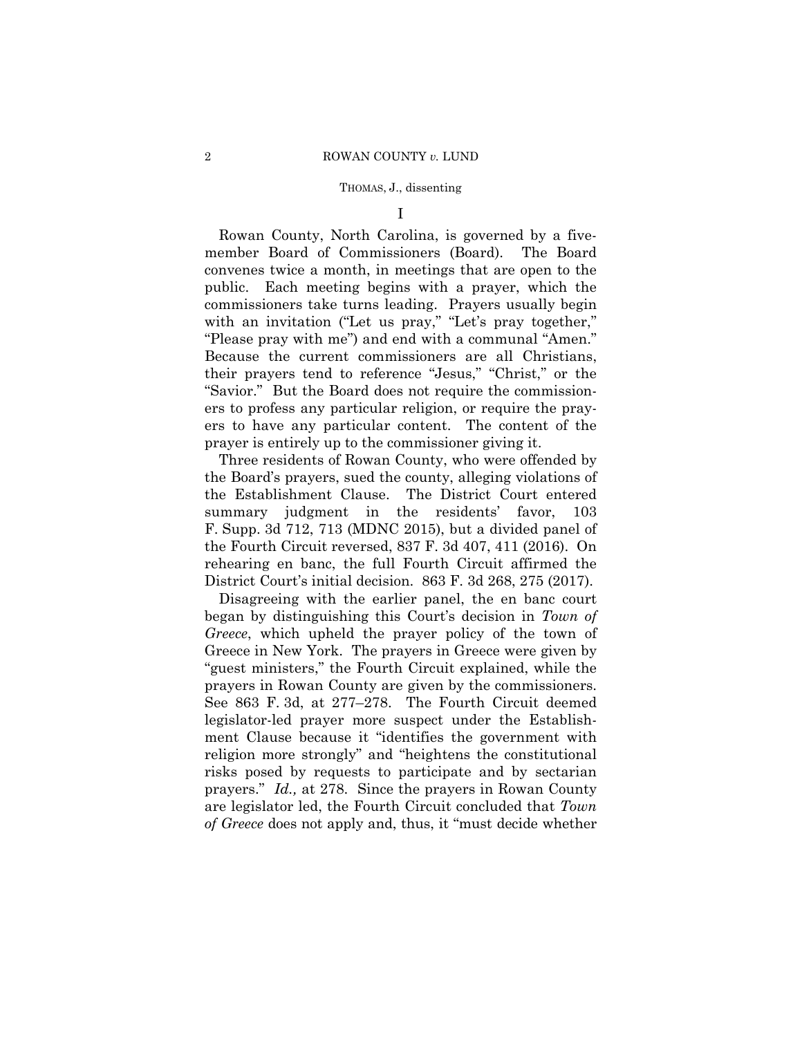# I

Rowan County, North Carolina, is governed by a five-member Board of Commissioners (Board). The Board convenes twice a month, in meetings that are open to the public. Each meeting begins with a prayer, which the commissioners take turns leading. Prayers usually begin with an invitation ("Let us pray," "Let's pray together," "Please pray with me") and end with a communal "Amen." Because the current commissioners are all Christians, their prayers tend to reference "Jesus," "Christ," or the "Savior." But the Board does not require the commissioners to profess any particular religion, or require the prayers to have any particular content. The content of the prayer is entirely up to the commissioner giving it.

Three residents of Rowan County, who were offended by the Board's prayers, sued the county, alleging violations of the Establishment Clause. The District Court entered summary judgment in the residents' favor, 103 F. Supp. 3d 712, 713 (MDNC 2015), but a divided panel of the Fourth Circuit reversed, 837 F. 3d 407, 411 (2016). On rehearing en banc, the full Fourth Circuit affirmed the District Court's initial decision. 863 F. 3d 268, 275 (2017).

Disagreeing with the earlier panel, the en banc court began by distinguishing this Court's decision in *Town of Greece*, which upheld the prayer policy of the town of Greece in New York. The prayers in Greece were given by "guest ministers," the Fourth Circuit explained, while the prayers in Rowan County are given by the commissioners. See 863 F. 3d, at 277–278. The Fourth Circuit deemed legislator-led prayer more suspect under the Establishment Clause because it "identifies the government with religion more strongly" and "heightens the constitutional risks posed by requests to participate and by sectarian prayers." *Id.,* at 278. Since the prayers in Rowan County are legislator led, the Fourth Circuit concluded that *Town of Greece* does not apply and, thus, it "must decide whether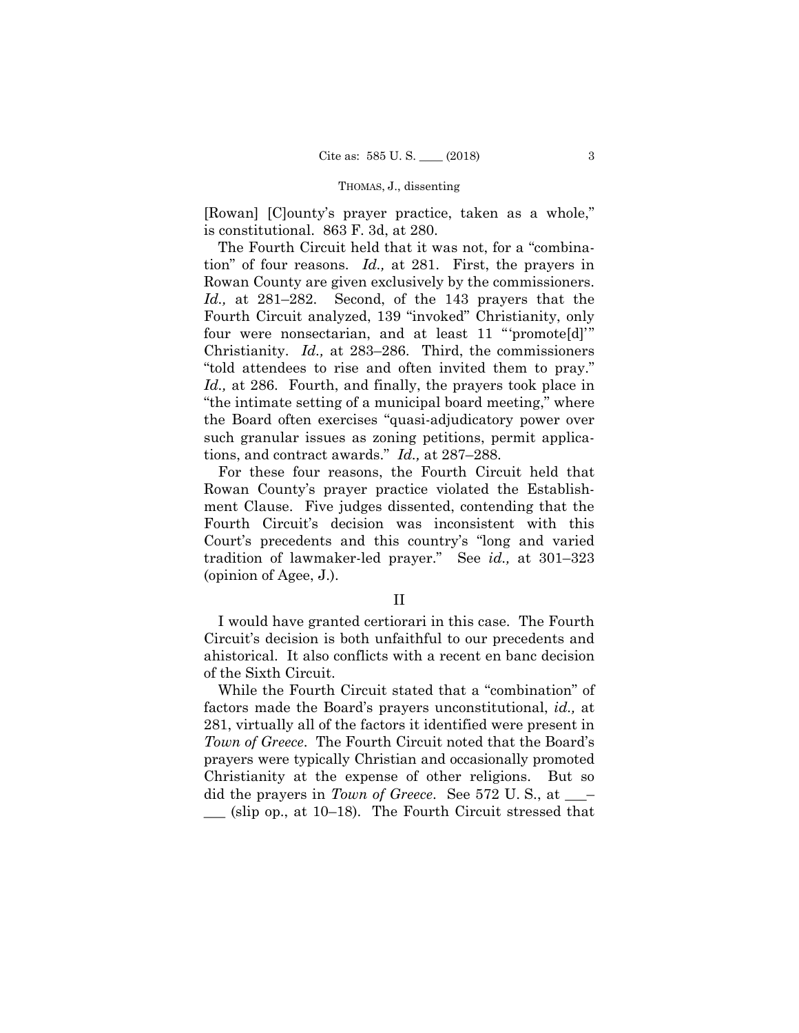[Rowan] [C]ounty's prayer practice, taken as a whole," is constitutional. 863 F. 3d, at 280.

The Fourth Circuit held that it was not, for a "combination" of four reasons. *Id.,* at 281. First, the prayers in Rowan County are given exclusively by the commissioners. *Id.,* at 281–282. Second, of the 143 prayers that the Fourth Circuit analyzed, 139 "invoked" Christianity, only four were nonsectarian, and at least 11 "'promote[d]'" Christianity. *Id.,* at 283–286. Third, the commissioners "told attendees to rise and often invited them to pray." *Id.,* at 286. Fourth, and finally, the prayers took place in "the intimate setting of a municipal board meeting," where the Board often exercises "quasi-adjudicatory power over such granular issues as zoning petitions, permit applications, and contract awards." *Id.,* at 287–288.

For these four reasons, the Fourth Circuit held that Rowan County's prayer practice violated the Establishment Clause. Five judges dissented, contending that the Fourth Circuit's decision was inconsistent with this Court's precedents and this country's "long and varied tradition of lawmaker-led prayer." See *id.,* at 301–323 (opinion of Agee, J.).

## II

I would have granted certiorari in this case. The Fourth Circuit's decision is both unfaithful to our precedents and ahistorical. It also conflicts with a recent en banc decision of the Sixth Circuit.

While the Fourth Circuit stated that a "combination" of factors made the Board's prayers unconstitutional, *id.,* at 281, virtually all of the factors it identified were present in *Town of Greece*. The Fourth Circuit noted that the Board's prayers were typically Christian and occasionally promoted Christianity at the expense of other religions. But so did the prayers in *Town of Greece*. See 572 U. S., at ___–___ (slip op., at 10–18). The Fourth Circuit stressed that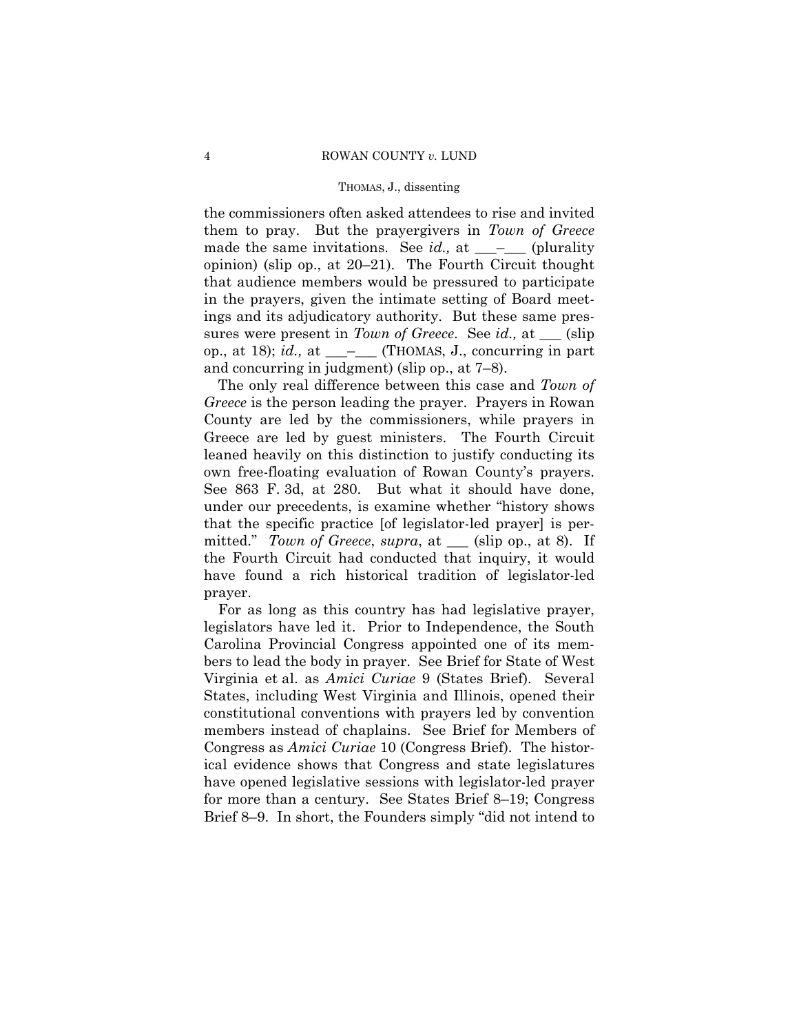the commissioners often asked attendees to rise and invited them to pray. But the prayergivers in *Town of Greece* made the same invitations. See *id.,* at ___–___ (plurality opinion) (slip op., at 20–21). The Fourth Circuit thought that audience members would be pressured to participate in the prayers, given the intimate setting of Board meetings and its adjudicatory authority. But these same pressures were present in *Town of Greece*. See *id.,* at ___ (slip op., at 18); *id.,* at ___–___ (THOMAS, J., concurring in part and concurring in judgment) (slip op., at 7–8).

The only real difference between this case and *Town of Greece* is the person leading the prayer. Prayers in Rowan County are led by the commissioners, while prayers in Greece are led by guest ministers. The Fourth Circuit leaned heavily on this distinction to justify conducting its own free-floating evaluation of Rowan County's prayers. See 863 F. 3d, at 280. But what it should have done, under our precedents, is examine whether "history shows that the specific practice [of legislator-led prayer] is permitted." *Town of Greece*, *supra*, at ___ (slip op., at 8). If the Fourth Circuit had conducted that inquiry, it would have found a rich historical tradition of legislator-led prayer.

For as long as this country has had legislative prayer, legislators have led it. Prior to Independence, the South Carolina Provincial Congress appointed one of its members to lead the body in prayer. See Brief for State of West Virginia et al. as *Amici Curiae* 9 (States Brief). Several States, including West Virginia and Illinois, opened their constitutional conventions with prayers led by convention members instead of chaplains. See Brief for Members of Congress as *Amici Curiae* 10 (Congress Brief). The historical evidence shows that Congress and state legislatures have opened legislative sessions with legislator-led prayer for more than a century. See States Brief 8–19; Congress Brief 8–9. In short, the Founders simply "did not intend to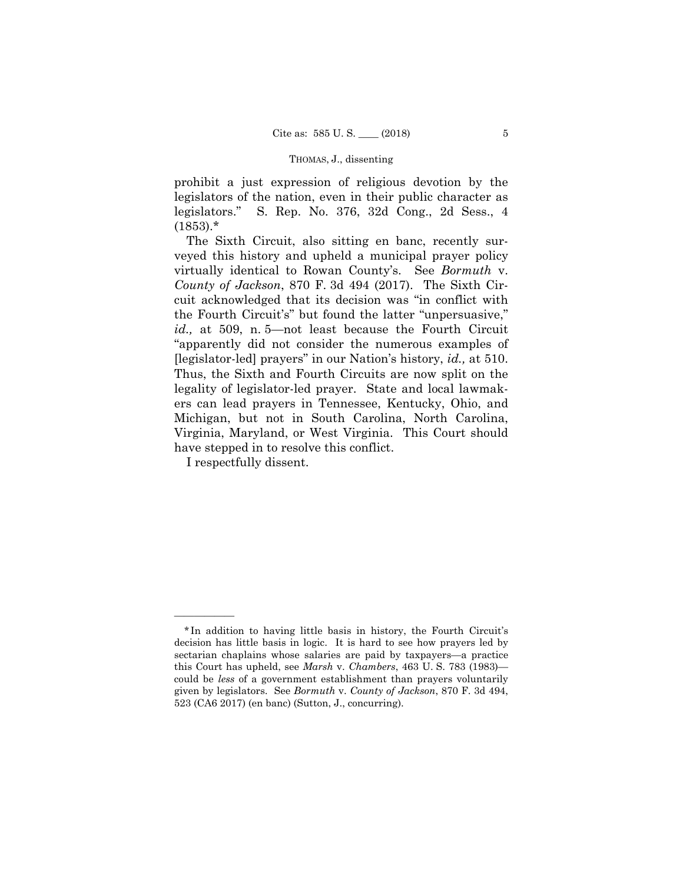prohibit a just expression of religious devotion by the legislators of the nation, even in their public character as legislators." S. Rep. No. 376, 32d Cong., 2d Sess., 4 (1853).*

The Sixth Circuit, also sitting en banc, recently surveyed this history and upheld a municipal prayer policy virtually identical to Rowan County's. See *Bormuth* v. *County of Jackson*, 870 F. 3d 494 (2017). The Sixth Circuit acknowledged that its decision was "in conflict with the Fourth Circuit's" but found the latter "unpersuasive," *id.,* at 509, n. 5—not least because the Fourth Circuit "apparently did not consider the numerous examples of [legislator-led] prayers" in our Nation's history, *id.,* at 510. Thus, the Sixth and Fourth Circuits are now split on the legality of legislator-led prayer. State and local lawmakers can lead prayers in Tennessee, Kentucky, Ohio, and Michigan, but not in South Carolina, North Carolina, Virginia, Maryland, or West Virginia. This Court should have stepped in to resolve this conflict.

I respectfully dissent.

---

*In addition to having little basis in history, the Fourth Circuit's decision has little basis in logic. It is hard to see how prayers led by sectarian chaplains whose salaries are paid by taxpayers—a practice this Court has upheld, see *Marsh* v. *Chambers*, 463 U. S. 783 (1983)—could be *less* of a government establishment than prayers voluntarily given by legislators. See *Bormuth* v. *County of Jackson*, 870 F. 3d 494, 523 (CA6 2017) (en banc) (Sutton, J., concurring).